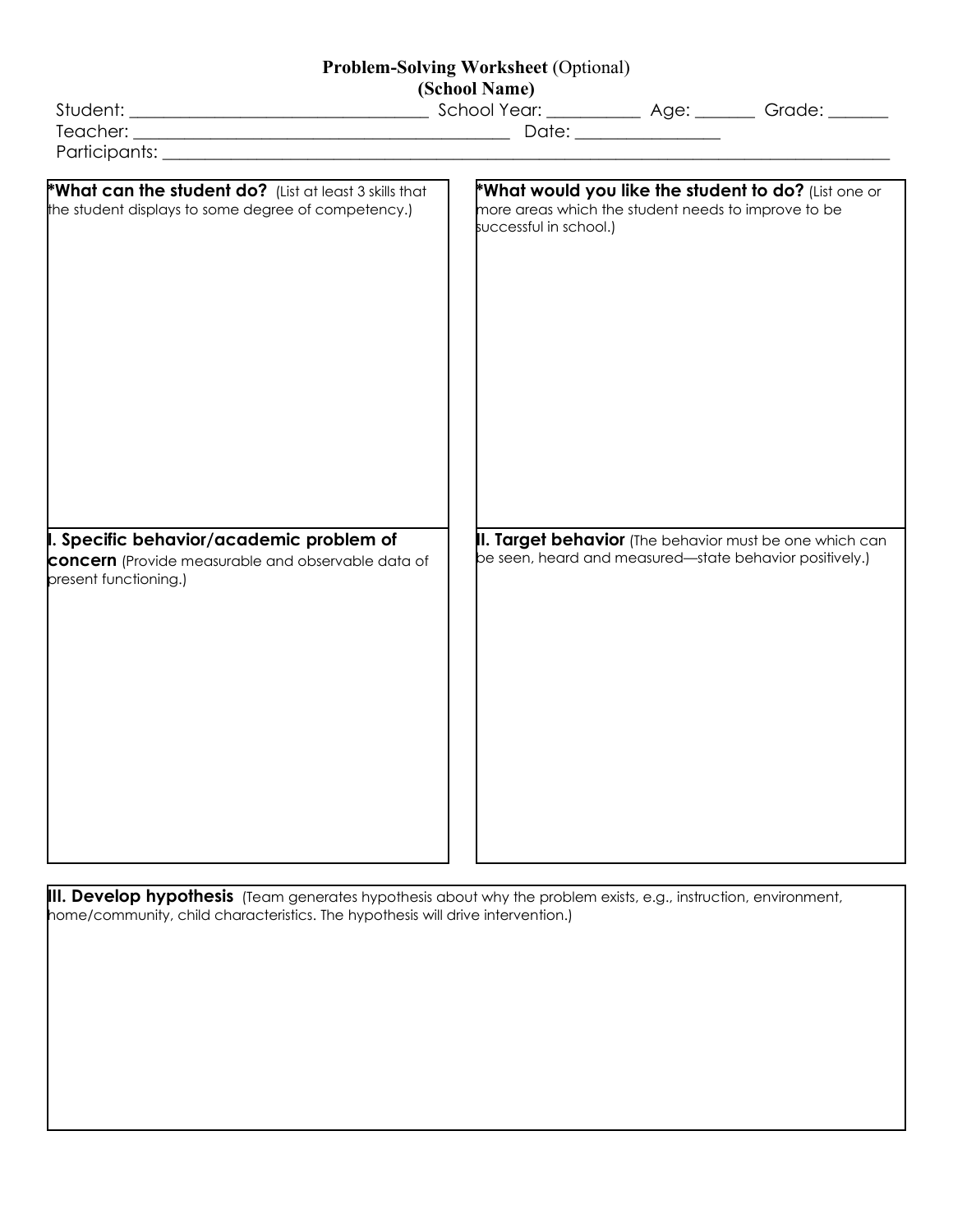# Problem-Solving Worksheet (Optional)

**(School Name)**

Student: ______________________________ School Year: __________ Age: _______ Grade: _______

Teacher: ________________________________________ Date: ________________

Participants: ________________________________________________________________________________

**\*What can the student do?** (List at least 3 skills that the student displays to some degree of competency.)

**\*What would you like the student to do?** (List one or more areas which the student needs to improve to be successful in school.)

**I. Specific behavior/academic problem of concern** (Provide measurable and observable data of present functioning.)

**II. Target behavior** (The behavior must be one which can be seen, heard and measured—state behavior positively.)

**III. Develop hypothesis** (Team generates hypothesis about why the problem exists, e.g., instruction, environment, home/community, child characteristics. The hypothesis will drive intervention.)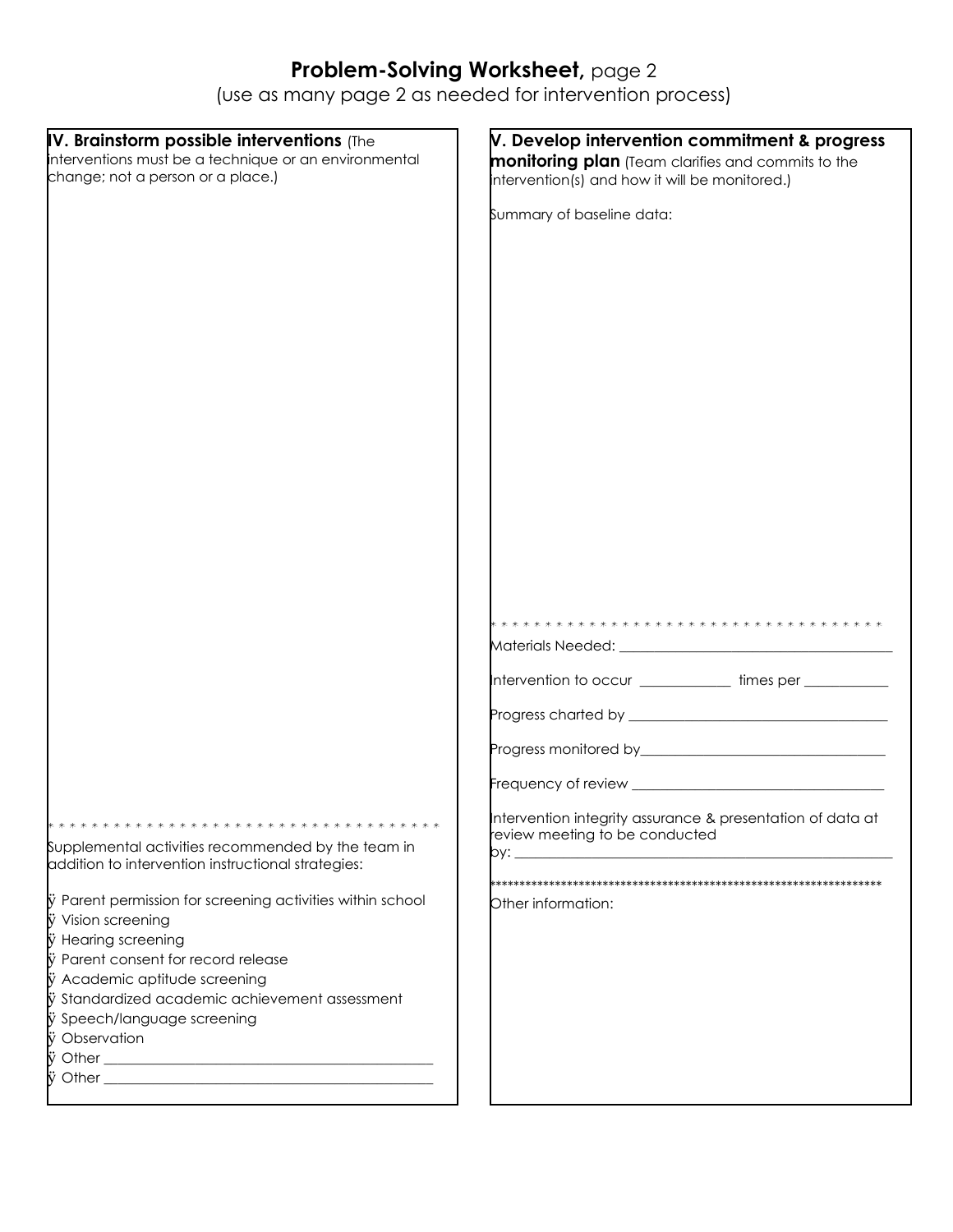# Problem-Solving Worksheet, page 2

(use as many page 2 as needed for intervention process)

## IV. Brainstorm possible interventions

(The interventions must be a technique or an environmental change; not a person or a place.)

* * * * * * * * * * * * * * * * * * * * * * * * * * * * * * * * * * * *

Supplemental activities recommended by the team in addition to intervention instructional strategies:

ÿ Parent permission for screening activities within school
ÿ Vision screening
ÿ Hearing screening
ÿ Parent consent for record release
ÿ Academic aptitude screening
ÿ Standardized academic achievement assessment
ÿ Speech/language screening
ÿ Observation
ÿ Other ____________________________________________
ÿ Other ____________________________________________

## V. Develop intervention commitment & progress monitoring plan

(Team clarifies and commits to the intervention(s) and how it will be monitored.)

Summary of baseline data:

* * * * * * * * * * * * * * * * * * * * * * * * * * * * * * * * * * * *

Materials Needed: ______________________________________

Intervention to occur ____________ times per ___________

Progress charted by ___________________________________

Progress monitored by_________________________________

Frequency of review ___________________________________

Intervention integrity assurance & presentation of data at review meeting to be conducted by: ___________________________________________________

**********************************************************************

Other information: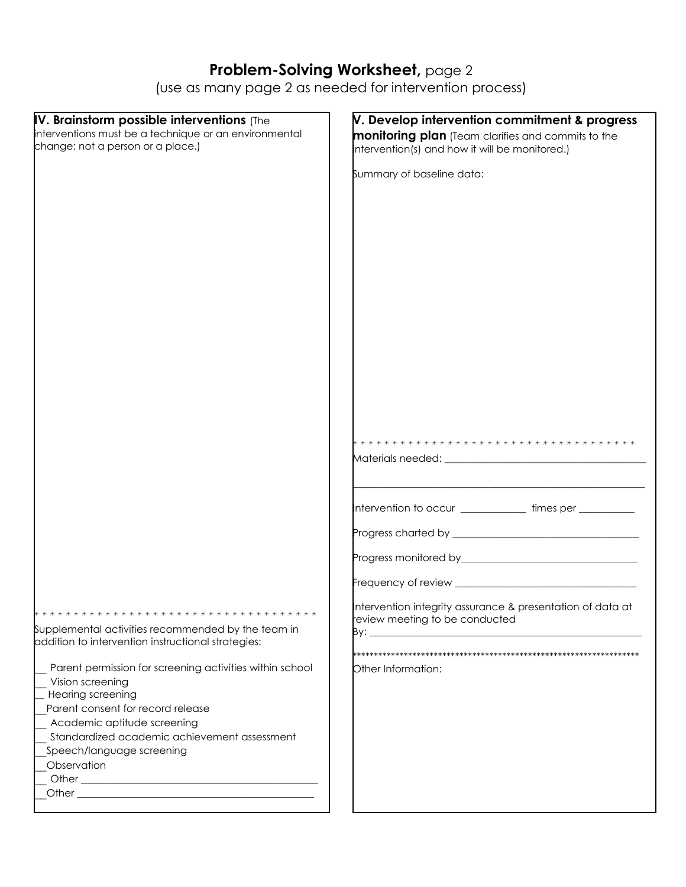# Problem-Solving Worksheet, page 2

(use as many page 2 as needed for intervention process)

## IV. Brainstorm possible interventions

(The interventions must be a technique or an environmental change; not a person or a place.)

* * * * * * * * * * * * * * * * * * * * * * * * * * * * * * * * * * * *

Supplemental activities recommended by the team in addition to intervention instructional strategies:

__ Parent permission for screening activities within school
__ Vision screening
__ Hearing screening
__Parent consent for record release
__ Academic aptitude screening
__ Standardized academic achievement assessment
__Speech/language screening
__Observation
__ Other ___________________________________________
__Other ___________________________________________

## V. Develop intervention commitment & progress monitoring plan

(Team clarifies and commits to the intervention(s) and how it will be monitored.)

Summary of baseline data:

* * * * * * * * * * * * * * * * * * * * * * * * * * * * * * * * * * * *

Materials needed: ______________________________________

_______________________________________________________

Intervention to occur ____________ times per __________

Progress charted by ___________________________________

Progress monitored by_________________________________

Frequency of review __________________________________

Intervention integrity assurance & presentation of data at review meeting to be conducted
By: ____________________________________________________

********************************************************************

Other Information: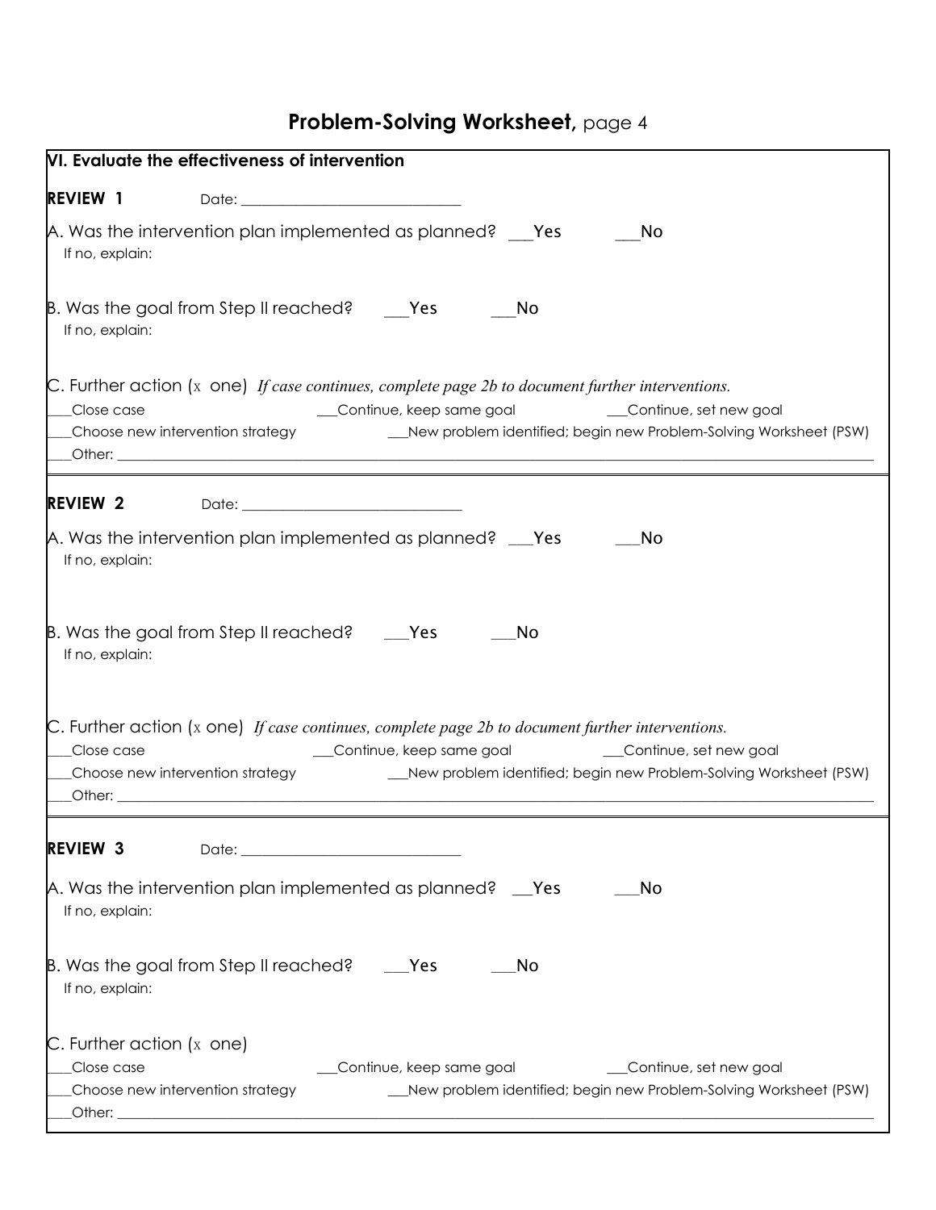# **Problem-Solving Worksheet,** page 4

**VI. Evaluate the effectiveness of intervention**

**REVIEW 1** Date: ______________________________

A. Was the intervention plan implemented as planned? ___Yes ___No
If no, explain:

B. Was the goal from Step II reached? ___Yes ___No
If no, explain:

C. Further action (x one) *If case continues, complete page 2b to document further interventions.*
___Close case ___Continue, keep same goal ___Continue, set new goal
___Choose new intervention strategy ___New problem identified; begin new Problem-Solving Worksheet (PSW)
___Other: ______________________________

**REVIEW 2** Date: ______________________________

A. Was the intervention plan implemented as planned? ___Yes ___No
If no, explain:

B. Was the goal from Step II reached? ___Yes ___No
If no, explain:

C. Further action (x one) *If case continues, complete page 2b to document further interventions.*
___Close case ___Continue, keep same goal ___Continue, set new goal
___Choose new intervention strategy ___New problem identified; begin new Problem-Solving Worksheet (PSW)
___Other: ______________________________

**REVIEW 3** Date: ______________________________

A. Was the intervention plan implemented as planned? __Yes ___No
If no, explain:

B. Was the goal from Step II reached? ___Yes ___No
If no, explain:

C. Further action (x one)
___Close case ___Continue, keep same goal ___Continue, set new goal
___Choose new intervention strategy ___New problem identified; begin new Problem-Solving Worksheet (PSW)
___Other: ______________________________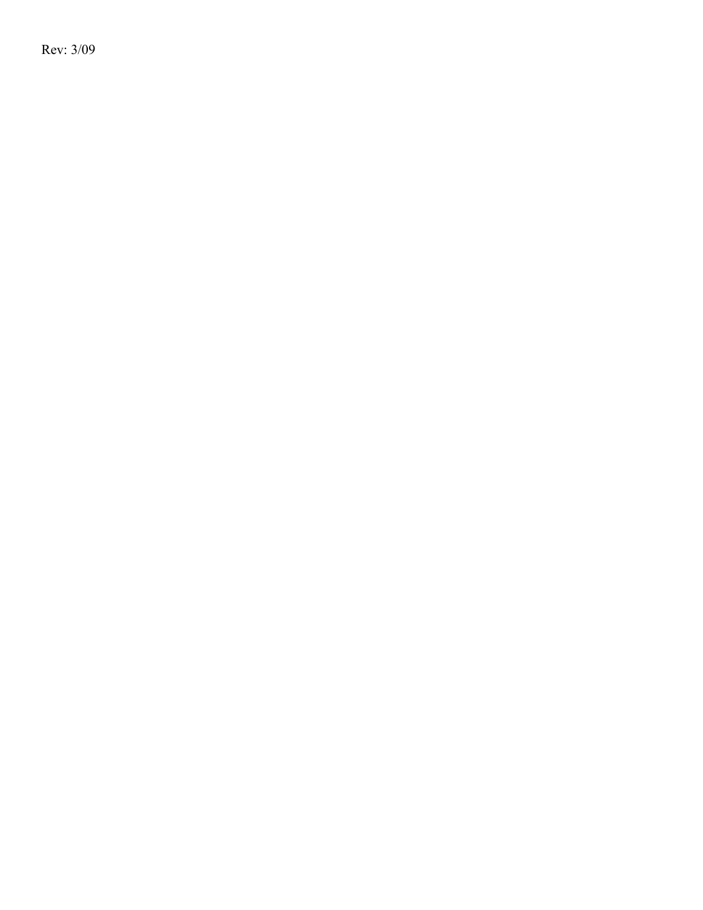Rev: 3/09